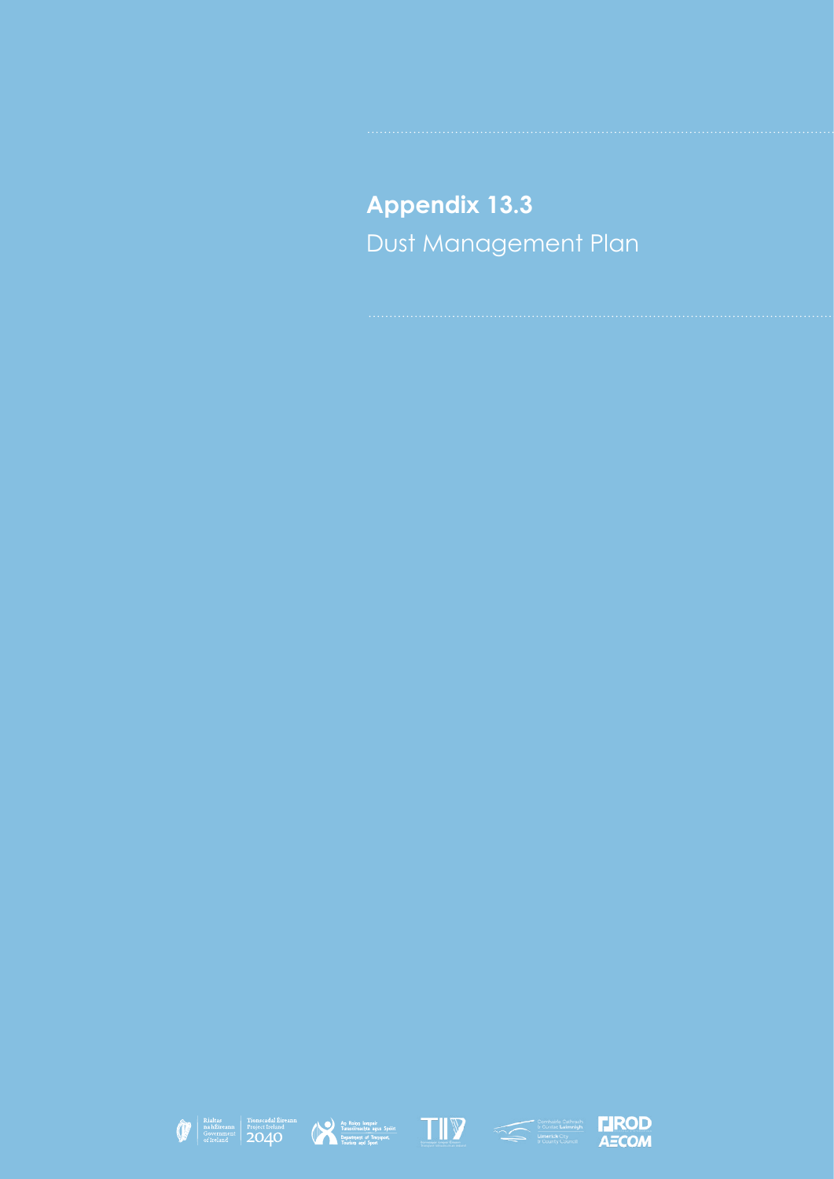# Appendix 13.3

Dust Management Plan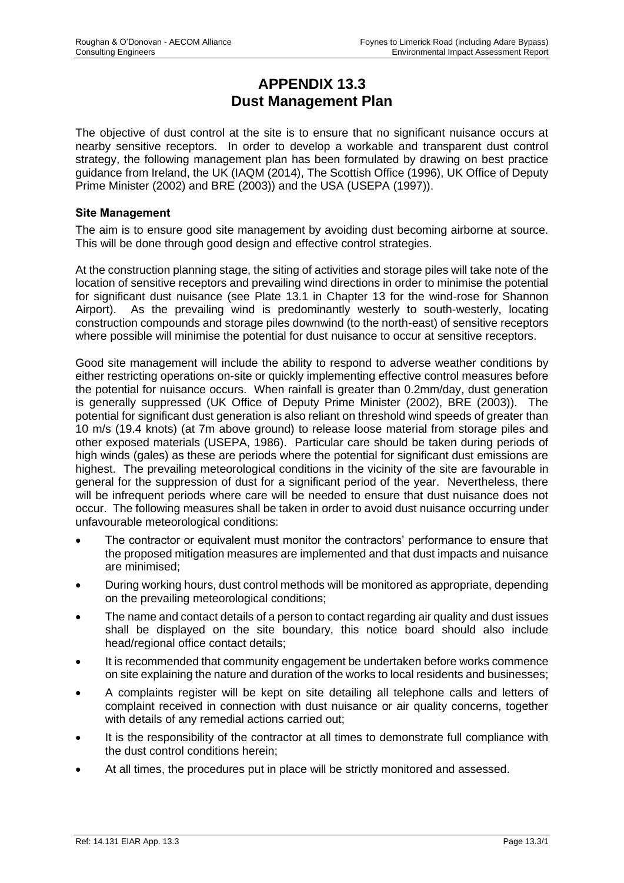# APPENDIX 13.3
# Dust Management Plan

The objective of dust control at the site is to ensure that no significant nuisance occurs at nearby sensitive receptors. In order to develop a workable and transparent dust control strategy, the following management plan has been formulated by drawing on best practice guidance from Ireland, the UK (IAQM (2014), The Scottish Office (1996), UK Office of Deputy Prime Minister (2002) and BRE (2003)) and the USA (USEPA (1997)).

### Site Management

The aim is to ensure good site management by avoiding dust becoming airborne at source. This will be done through good design and effective control strategies.

At the construction planning stage, the siting of activities and storage piles will take note of the location of sensitive receptors and prevailing wind directions in order to minimise the potential for significant dust nuisance (see Plate 13.1 in Chapter 13 for the wind-rose for Shannon Airport). As the prevailing wind is predominantly westerly to south-westerly, locating construction compounds and storage piles downwind (to the north-east) of sensitive receptors where possible will minimise the potential for dust nuisance to occur at sensitive receptors.

Good site management will include the ability to respond to adverse weather conditions by either restricting operations on-site or quickly implementing effective control measures before the potential for nuisance occurs. When rainfall is greater than 0.2mm/day, dust generation is generally suppressed (UK Office of Deputy Prime Minister (2002), BRE (2003)). The potential for significant dust generation is also reliant on threshold wind speeds of greater than 10 m/s (19.4 knots) (at 7m above ground) to release loose material from storage piles and other exposed materials (USEPA, 1986). Particular care should be taken during periods of high winds (gales) as these are periods where the potential for significant dust emissions are highest. The prevailing meteorological conditions in the vicinity of the site are favourable in general for the suppression of dust for a significant period of the year. Nevertheless, there will be infrequent periods where care will be needed to ensure that dust nuisance does not occur. The following measures shall be taken in order to avoid dust nuisance occurring under unfavourable meteorological conditions:

- The contractor or equivalent must monitor the contractors' performance to ensure that the proposed mitigation measures are implemented and that dust impacts and nuisance are minimised;
- During working hours, dust control methods will be monitored as appropriate, depending on the prevailing meteorological conditions;
- The name and contact details of a person to contact regarding air quality and dust issues shall be displayed on the site boundary, this notice board should also include head/regional office contact details;
- It is recommended that community engagement be undertaken before works commence on site explaining the nature and duration of the works to local residents and businesses;
- A complaints register will be kept on site detailing all telephone calls and letters of complaint received in connection with dust nuisance or air quality concerns, together with details of any remedial actions carried out;
- It is the responsibility of the contractor at all times to demonstrate full compliance with the dust control conditions herein;
- At all times, the procedures put in place will be strictly monitored and assessed.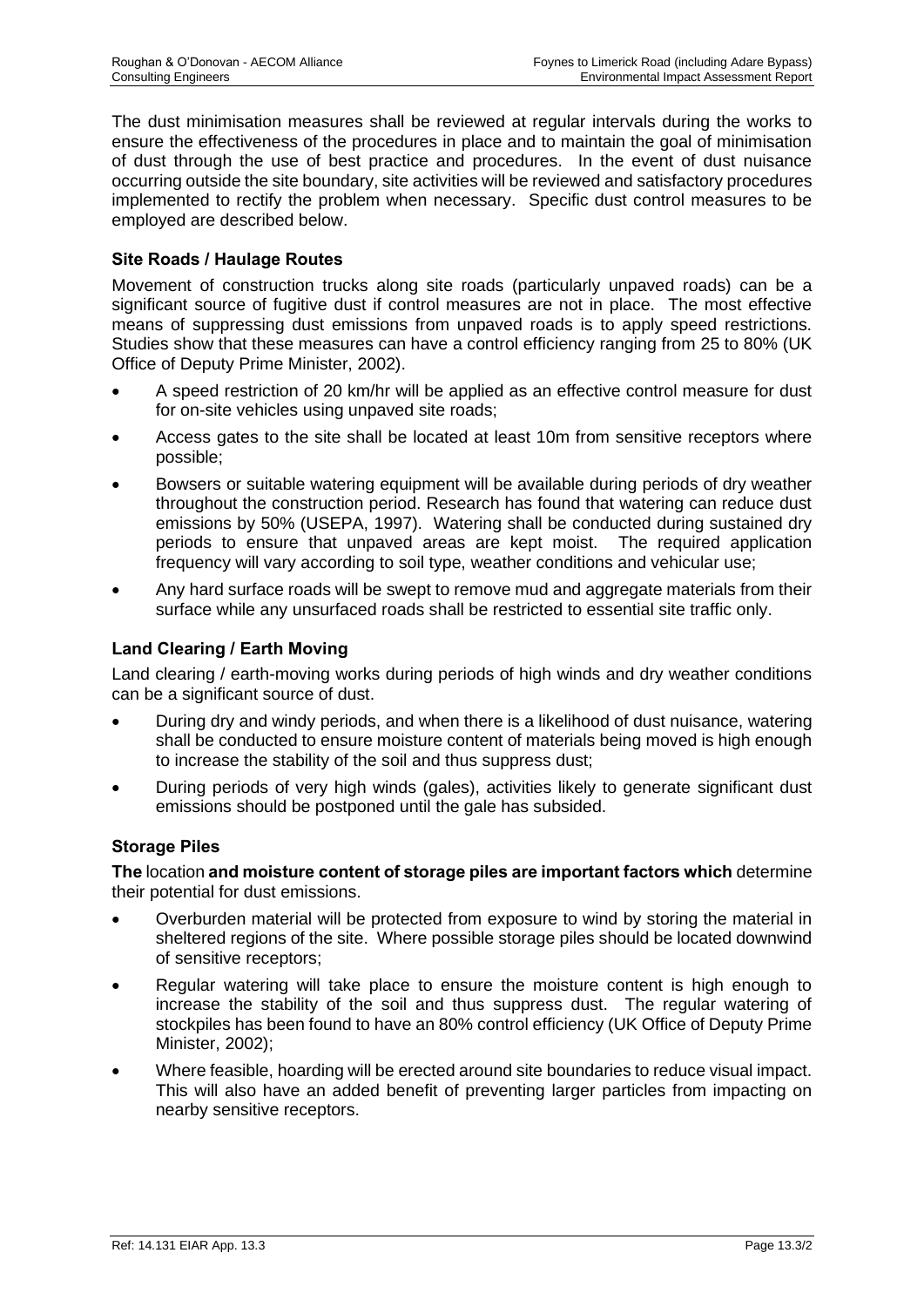The dust minimisation measures shall be reviewed at regular intervals during the works to ensure the effectiveness of the procedures in place and to maintain the goal of minimisation of dust through the use of best practice and procedures. In the event of dust nuisance occurring outside the site boundary, site activities will be reviewed and satisfactory procedures implemented to rectify the problem when necessary. Specific dust control measures to be employed are described below.

### Site Roads / Haulage Routes

Movement of construction trucks along site roads (particularly unpaved roads) can be a significant source of fugitive dust if control measures are not in place. The most effective means of suppressing dust emissions from unpaved roads is to apply speed restrictions. Studies show that these measures can have a control efficiency ranging from 25 to 80% (UK Office of Deputy Prime Minister, 2002).

- A speed restriction of 20 km/hr will be applied as an effective control measure for dust for on-site vehicles using unpaved site roads;
- Access gates to the site shall be located at least 10m from sensitive receptors where possible;
- Bowsers or suitable watering equipment will be available during periods of dry weather throughout the construction period. Research has found that watering can reduce dust emissions by 50% (USEPA, 1997). Watering shall be conducted during sustained dry periods to ensure that unpaved areas are kept moist. The required application frequency will vary according to soil type, weather conditions and vehicular use;
- Any hard surface roads will be swept to remove mud and aggregate materials from their surface while any unsurfaced roads shall be restricted to essential site traffic only.

### Land Clearing / Earth Moving

Land clearing / earth-moving works during periods of high winds and dry weather conditions can be a significant source of dust.

- During dry and windy periods, and when there is a likelihood of dust nuisance, watering shall be conducted to ensure moisture content of materials being moved is high enough to increase the stability of the soil and thus suppress dust;
- During periods of very high winds (gales), activities likely to generate significant dust emissions should be postponed until the gale has subsided.

### Storage Piles

**The** location **and moisture content of storage piles are important factors which** determine their potential for dust emissions.

- Overburden material will be protected from exposure to wind by storing the material in sheltered regions of the site. Where possible storage piles should be located downwind of sensitive receptors;
- Regular watering will take place to ensure the moisture content is high enough to increase the stability of the soil and thus suppress dust. The regular watering of stockpiles has been found to have an 80% control efficiency (UK Office of Deputy Prime Minister, 2002);
- Where feasible, hoarding will be erected around site boundaries to reduce visual impact. This will also have an added benefit of preventing larger particles from impacting on nearby sensitive receptors.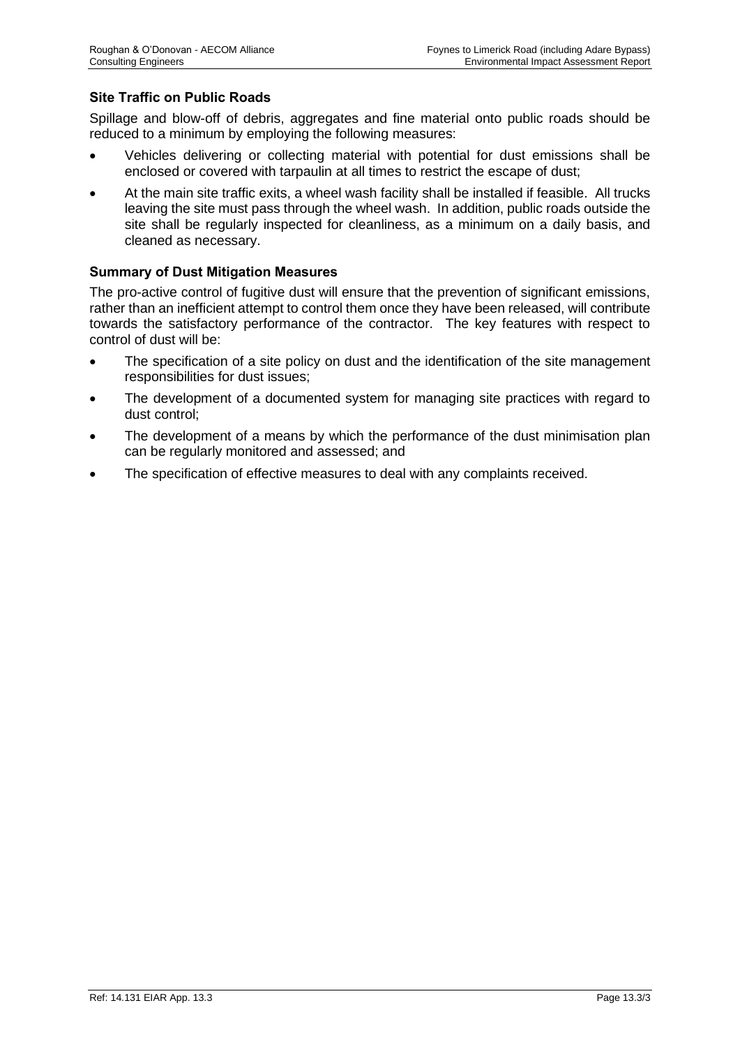### Site Traffic on Public Roads

Spillage and blow-off of debris, aggregates and fine material onto public roads should be reduced to a minimum by employing the following measures:

- Vehicles delivering or collecting material with potential for dust emissions shall be enclosed or covered with tarpaulin at all times to restrict the escape of dust;
- At the main site traffic exits, a wheel wash facility shall be installed if feasible. All trucks leaving the site must pass through the wheel wash. In addition, public roads outside the site shall be regularly inspected for cleanliness, as a minimum on a daily basis, and cleaned as necessary.

### Summary of Dust Mitigation Measures

The pro-active control of fugitive dust will ensure that the prevention of significant emissions, rather than an inefficient attempt to control them once they have been released, will contribute towards the satisfactory performance of the contractor. The key features with respect to control of dust will be:

- The specification of a site policy on dust and the identification of the site management responsibilities for dust issues;
- The development of a documented system for managing site practices with regard to dust control;
- The development of a means by which the performance of the dust minimisation plan can be regularly monitored and assessed; and
- The specification of effective measures to deal with any complaints received.